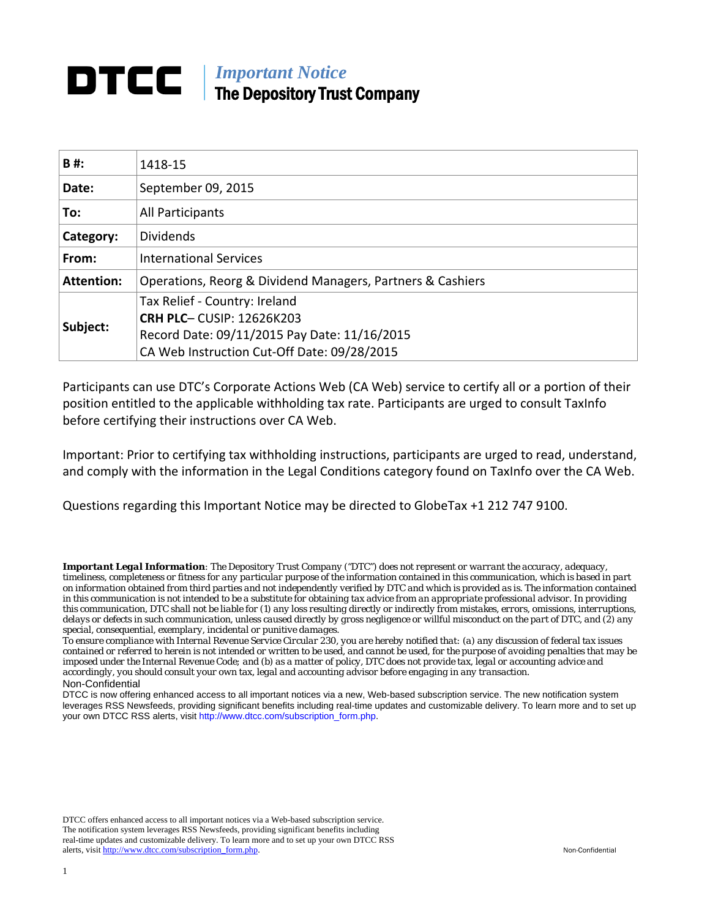# DTCC | *Important Notice*
## The Depository Trust Company

| | |
|---|---|
| **B #:** | 1418-15 |
| **Date:** | September 09, 2015 |
| **To:** | All Participants |
| **Category:** | Dividends |
| **From:** | International Services |
| **Attention:** | Operations, Reorg & Dividend Managers, Partners & Cashiers |
| **Subject:** | Tax Relief - Country: Ireland<br>**CRH PLC**– CUSIP: 12626K203<br>Record Date: 09/11/2015 Pay Date: 11/16/2015<br>CA Web Instruction Cut-Off Date: 09/28/2015 |

Participants can use DTC's Corporate Actions Web (CA Web) service to certify all or a portion of their position entitled to the applicable withholding tax rate. Participants are urged to consult TaxInfo before certifying their instructions over CA Web.

Important: Prior to certifying tax withholding instructions, participants are urged to read, understand, and comply with the information in the Legal Conditions category found on TaxInfo over the CA Web.

Questions regarding this Important Notice may be directed to GlobeTax +1 212 747 9100.

***Important Legal Information**: The Depository Trust Company ("DTC") does not represent or warrant the accuracy, adequacy, timeliness, completeness or fitness for any particular purpose of the information contained in this communication, which is based in part on information obtained from third parties and not independently verified by DTC and which is provided as is. The information contained in this communication is not intended to be a substitute for obtaining tax advice from an appropriate professional advisor. In providing this communication, DTC shall not be liable for (1) any loss resulting directly or indirectly from mistakes, errors, omissions, interruptions, delays or defects in such communication, unless caused directly by gross negligence or willful misconduct on the part of DTC, and (2) any special, consequential, exemplary, incidental or punitive damages.*

*To ensure compliance with Internal Revenue Service Circular 230, you are hereby notified that: (a) any discussion of federal tax issues contained or referred to herein is not intended or written to be used, and cannot be used, for the purpose of avoiding penalties that may be imposed under the Internal Revenue Code; and (b) as a matter of policy, DTC does not provide tax, legal or accounting advice and accordingly, you should consult your own tax, legal and accounting advisor before engaging in any transaction.*

Non-Confidential

DTCC is now offering enhanced access to all important notices via a new, Web-based subscription service. The new notification system leverages RSS Newsfeeds, providing significant benefits including real-time updates and customizable delivery. To learn more and to set up your own DTCC RSS alerts, visit http://www.dtcc.com/subscription_form.php.

DTCC offers enhanced access to all important notices via a Web-based subscription service. The notification system leverages RSS Newsfeeds, providing significant benefits including real-time updates and customizable delivery. To learn more and to set up your own DTCC RSS alerts, visit http://www.dtcc.com/subscription_form.php.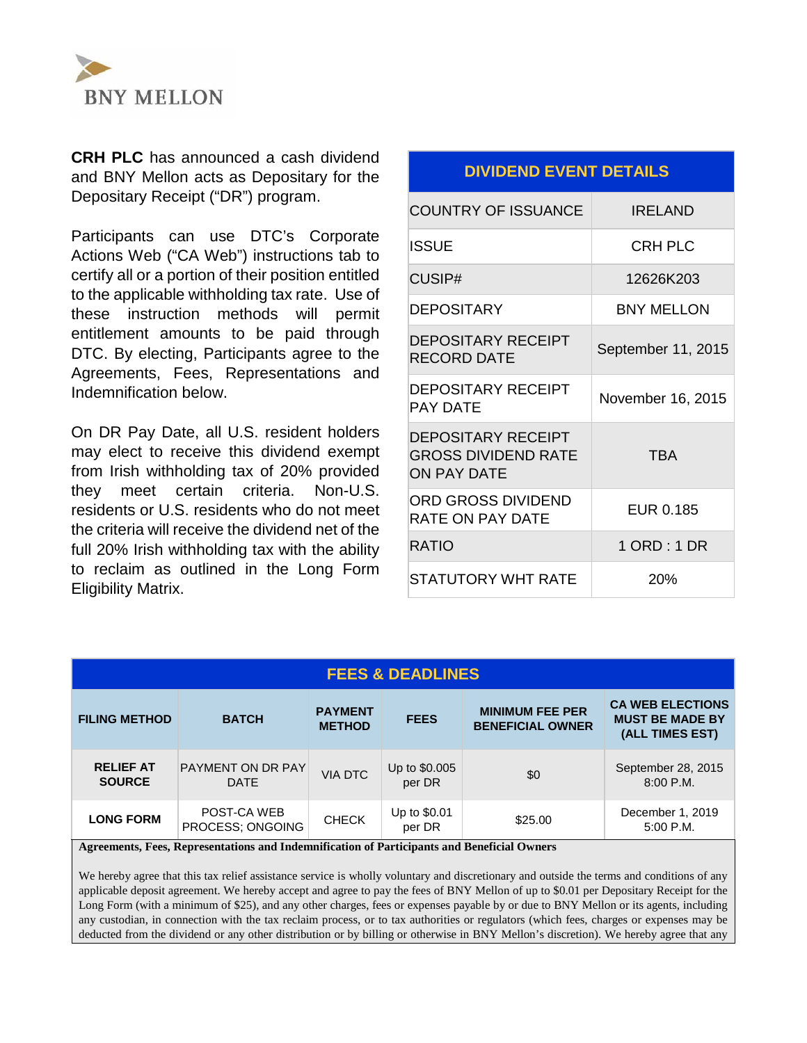BNY MELLON

**CRH PLC** has announced a cash dividend and BNY Mellon acts as Depositary for the Depositary Receipt ("DR") program.

Participants can use DTC's Corporate Actions Web ("CA Web") instructions tab to certify all or a portion of their position entitled to the applicable withholding tax rate. Use of these instruction methods will permit entitlement amounts to be paid through DTC. By electing, Participants agree to the Agreements, Fees, Representations and Indemnification below.

On DR Pay Date, all U.S. resident holders may elect to receive this dividend exempt from Irish withholding tax of 20% provided they meet certain criteria. Non-U.S. residents or U.S. residents who do not meet the criteria will receive the dividend net of the full 20% Irish withholding tax with the ability to reclaim as outlined in the Long Form Eligibility Matrix.

| DIVIDEND EVENT DETAILS | |
|---|---|
| COUNTRY OF ISSUANCE | IRELAND |
| ISSUE | CRH PLC |
| CUSIP# | 12626K203 |
| DEPOSITARY | BNY MELLON |
| DEPOSITARY RECEIPT RECORD DATE | September 11, 2015 |
| DEPOSITARY RECEIPT PAY DATE | November 16, 2015 |
| DEPOSITARY RECEIPT GROSS DIVIDEND RATE ON PAY DATE | TBA |
| ORD GROSS DIVIDEND RATE ON PAY DATE | EUR 0.185 |
| RATIO | 1 ORD : 1 DR |
| STATUTORY WHT RATE | 20% |

## FEES & DEADLINES

| FILING METHOD | BATCH | PAYMENT METHOD | FEES | MINIMUM FEE PER BENEFICIAL OWNER | CA WEB ELECTIONS MUST BE MADE BY (ALL TIMES EST) |
|---|---|---|---|---|---|
| **RELIEF AT SOURCE** | PAYMENT ON DR PAY DATE | VIA DTC | Up to $0.005 per DR | $0 | September 28, 2015 8:00 P.M. |
| **LONG FORM** | POST-CA WEB PROCESS; ONGOING | CHECK | Up to $0.01 per DR | $25.00 | December 1, 2019 5:00 P.M. |

**Agreements, Fees, Representations and Indemnification of Participants and Beneficial Owners**

We hereby agree that this tax relief assistance service is wholly voluntary and discretionary and outside the terms and conditions of any applicable deposit agreement. We hereby accept and agree to pay the fees of BNY Mellon of up to $0.01 per Depositary Receipt for the Long Form (with a minimum of $25), and any other charges, fees or expenses payable by or due to BNY Mellon or its agents, including any custodian, in connection with the tax reclaim process, or to tax authorities or regulators (which fees, charges or expenses may be deducted from the dividend or any other distribution or by billing or otherwise in BNY Mellon's discretion). We hereby agree that any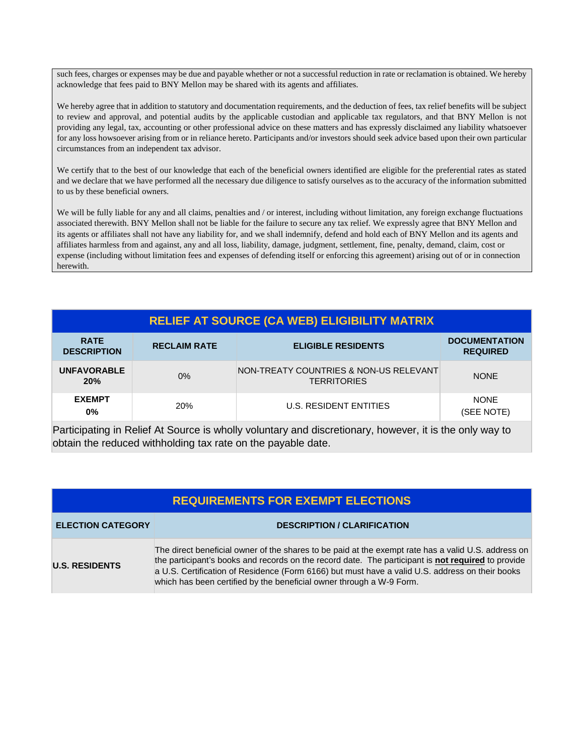such fees, charges or expenses may be due and payable whether or not a successful reduction in rate or reclamation is obtained. We hereby acknowledge that fees paid to BNY Mellon may be shared with its agents and affiliates.

We hereby agree that in addition to statutory and documentation requirements, and the deduction of fees, tax relief benefits will be subject to review and approval, and potential audits by the applicable custodian and applicable tax regulators, and that BNY Mellon is not providing any legal, tax, accounting or other professional advice on these matters and has expressly disclaimed any liability whatsoever for any loss howsoever arising from or in reliance hereto. Participants and/or investors should seek advice based upon their own particular circumstances from an independent tax advisor.

We certify that to the best of our knowledge that each of the beneficial owners identified are eligible for the preferential rates as stated and we declare that we have performed all the necessary due diligence to satisfy ourselves as to the accuracy of the information submitted to us by these beneficial owners.

We will be fully liable for any and all claims, penalties and / or interest, including without limitation, any foreign exchange fluctuations associated therewith. BNY Mellon shall not be liable for the failure to secure any tax relief. We expressly agree that BNY Mellon and its agents or affiliates shall not have any liability for, and we shall indemnify, defend and hold each of BNY Mellon and its agents and affiliates harmless from and against, any and all loss, liability, damage, judgment, settlement, fine, penalty, demand, claim, cost or expense (including without limitation fees and expenses of defending itself or enforcing this agreement) arising out of or in connection herewith.

## RELIEF AT SOURCE (CA WEB) ELIGIBILITY MATRIX

| RATE DESCRIPTION | RECLAIM RATE | ELIGIBLE RESIDENTS | DOCUMENTATION REQUIRED |
|---|---|---|---|
| **UNFAVORABLE 20%** | 0% | NON-TREATY COUNTRIES & NON-US RELEVANT TERRITORIES | NONE |
| **EXEMPT 0%** | 20% | U.S. RESIDENT ENTITIES | NONE (SEE NOTE) |

Participating in Relief At Source is wholly voluntary and discretionary, however, it is the only way to obtain the reduced withholding tax rate on the payable date.

## REQUIREMENTS FOR EXEMPT ELECTIONS

| ELECTION CATEGORY | DESCRIPTION / CLARIFICATION |
|---|---|
| **U.S. RESIDENTS** | The direct beneficial owner of the shares to be paid at the exempt rate has a valid U.S. address on the participant's books and records on the record date. The participant is **not required** to provide a U.S. Certification of Residence (Form 6166) but must have a valid U.S. address on their books which has been certified by the beneficial owner through a W-9 Form. |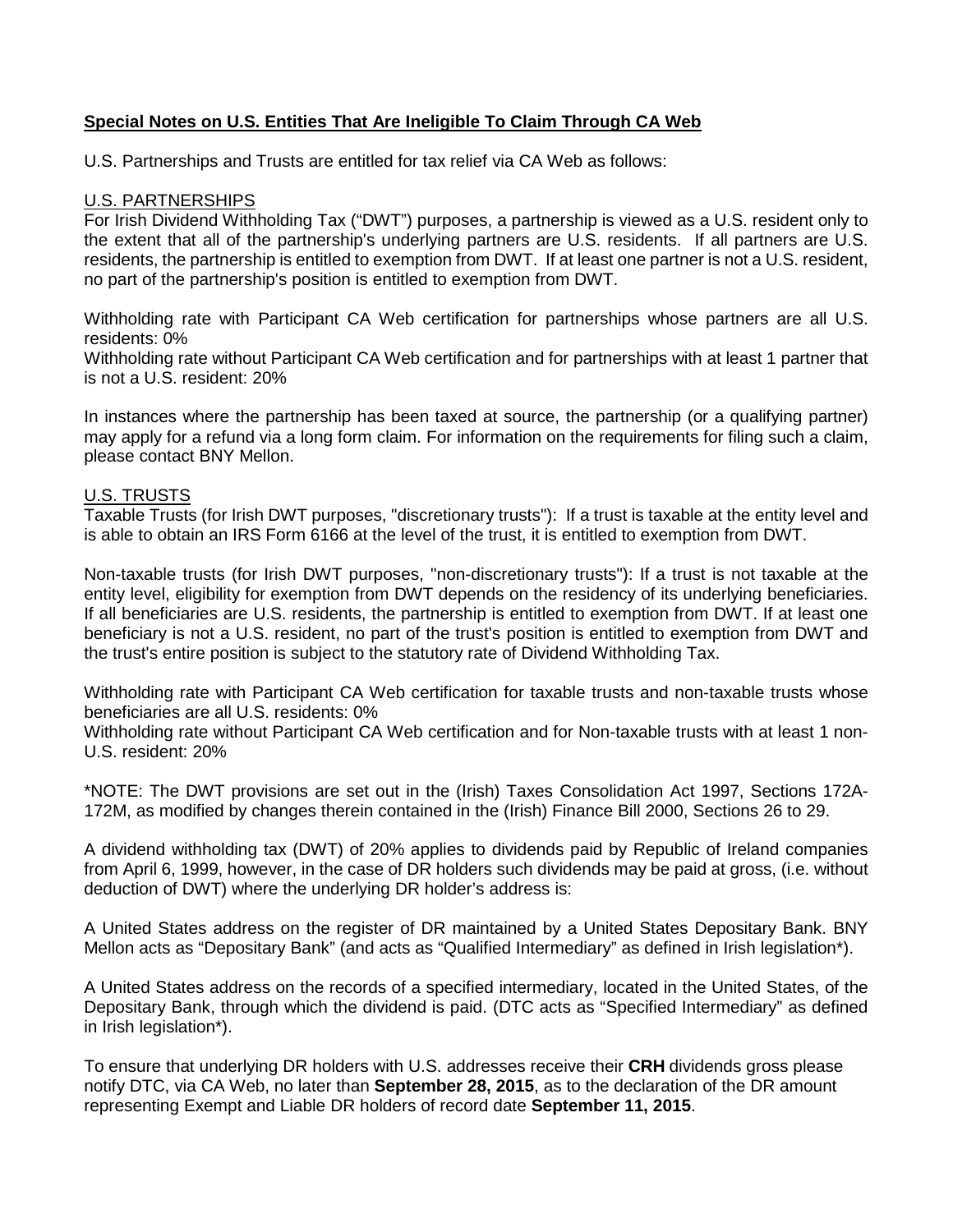## **Special Notes on U.S. Entities That Are Ineligible To Claim Through CA Web**

U.S. Partnerships and Trusts are entitled for tax relief via CA Web as follows:

### U.S. PARTNERSHIPS

For Irish Dividend Withholding Tax ("DWT") purposes, a partnership is viewed as a U.S. resident only to the extent that all of the partnership's underlying partners are U.S. residents. If all partners are U.S. residents, the partnership is entitled to exemption from DWT. If at least one partner is not a U.S. resident, no part of the partnership's position is entitled to exemption from DWT.

Withholding rate with Participant CA Web certification for partnerships whose partners are all U.S. residents: 0%
Withholding rate without Participant CA Web certification and for partnerships with at least 1 partner that is not a U.S. resident: 20%

In instances where the partnership has been taxed at source, the partnership (or a qualifying partner) may apply for a refund via a long form claim. For information on the requirements for filing such a claim, please contact BNY Mellon.

### U.S. TRUSTS

Taxable Trusts (for Irish DWT purposes, "discretionary trusts"): If a trust is taxable at the entity level and is able to obtain an IRS Form 6166 at the level of the trust, it is entitled to exemption from DWT.

Non-taxable trusts (for Irish DWT purposes, "non-discretionary trusts"): If a trust is not taxable at the entity level, eligibility for exemption from DWT depends on the residency of its underlying beneficiaries. If all beneficiaries are U.S. residents, the partnership is entitled to exemption from DWT. If at least one beneficiary is not a U.S. resident, no part of the trust's position is entitled to exemption from DWT and the trust's entire position is subject to the statutory rate of Dividend Withholding Tax.

Withholding rate with Participant CA Web certification for taxable trusts and non-taxable trusts whose beneficiaries are all U.S. residents: 0%
Withholding rate without Participant CA Web certification and for Non-taxable trusts with at least 1 non-U.S. resident: 20%

*NOTE: The DWT provisions are set out in the (Irish) Taxes Consolidation Act 1997, Sections 172A-172M, as modified by changes therein contained in the (Irish) Finance Bill 2000, Sections 26 to 29.

A dividend withholding tax (DWT) of 20% applies to dividends paid by Republic of Ireland companies from April 6, 1999, however, in the case of DR holders such dividends may be paid at gross, (i.e. without deduction of DWT) where the underlying DR holder's address is:

A United States address on the register of DR maintained by a United States Depositary Bank. BNY Mellon acts as "Depositary Bank" (and acts as "Qualified Intermediary" as defined in Irish legislation*).

A United States address on the records of a specified intermediary, located in the United States, of the Depositary Bank, through which the dividend is paid. (DTC acts as "Specified Intermediary" as defined in Irish legislation*).

To ensure that underlying DR holders with U.S. addresses receive their **CRH** dividends gross please notify DTC, via CA Web, no later than **September 28, 2015**, as to the declaration of the DR amount representing Exempt and Liable DR holders of record date **September 11, 2015**.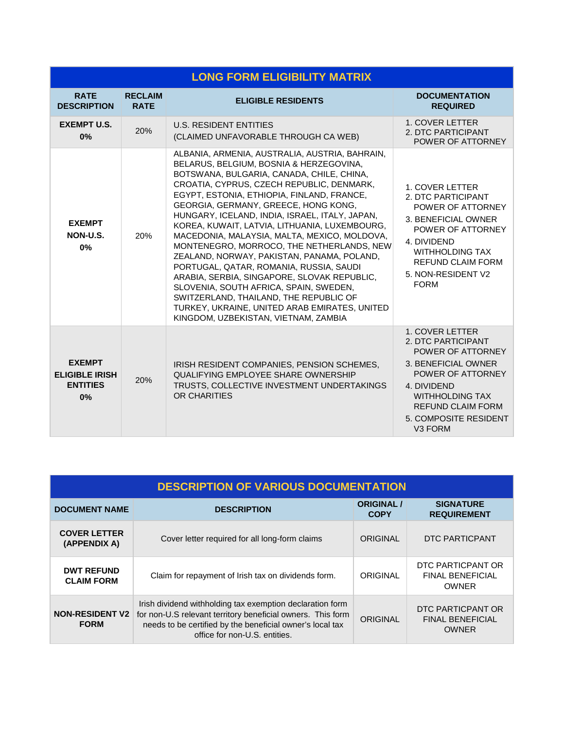## LONG FORM ELIGIBILITY MATRIX

| RATE DESCRIPTION | RECLAIM RATE | ELIGIBLE RESIDENTS | DOCUMENTATION REQUIRED |
|---|---|---|---|
| **EXEMPT U.S. 0%** | 20% | U.S. RESIDENT ENTITIES (CLAIMED UNFAVORABLE THROUGH CA WEB) | 1. COVER LETTER 2. DTC PARTICIPANT POWER OF ATTORNEY |
| **EXEMPT NON-U.S. 0%** | 20% | ALBANIA, ARMENIA, AUSTRALIA, AUSTRIA, BAHRAIN, BELARUS, BELGIUM, BOSNIA & HERZEGOVINA, BOTSWANA, BULGARIA, CANADA, CHILE, CHINA, CROATIA, CYPRUS, CZECH REPUBLIC, DENMARK, EGYPT, ESTONIA, ETHIOPIA, FINLAND, FRANCE, GEORGIA, GERMANY, GREECE, HONG KONG, HUNGARY, ICELAND, INDIA, ISRAEL, ITALY, JAPAN, KOREA, KUWAIT, LATVIA, LITHUANIA, LUXEMBOURG, MACEDONIA, MALAYSIA, MALTA, MEXICO, MOLDOVA, MONTENEGRO, MORROCO, THE NETHERLANDS, NEW ZEALAND, NORWAY, PAKISTAN, PANAMA, POLAND, PORTUGAL, QATAR, ROMANIA, RUSSIA, SAUDI ARABIA, SERBIA, SINGAPORE, SLOVAK REPUBLIC, SLOVENIA, SOUTH AFRICA, SPAIN, SWEDEN, SWITZERLAND, THAILAND, THE REPUBLIC OF TURKEY, UKRAINE, UNITED ARAB EMIRATES, UNITED KINGDOM, UZBEKISTAN, VIETNAM, ZAMBIA | 1. COVER LETTER 2. DTC PARTICIPANT POWER OF ATTORNEY 3. BENEFICIAL OWNER POWER OF ATTORNEY 4. DIVIDEND WITHHOLDING TAX REFUND CLAIM FORM 5. NON-RESIDENT V2 FORM |
| **EXEMPT ELIGIBLE IRISH ENTITIES 0%** | 20% | IRISH RESIDENT COMPANIES, PENSION SCHEMES, QUALIFYING EMPLOYEE SHARE OWNERSHIP TRUSTS, COLLECTIVE INVESTMENT UNDERTAKINGS OR CHARITIES | 1. COVER LETTER 2. DTC PARTICIPANT POWER OF ATTORNEY 3. BENEFICIAL OWNER POWER OF ATTORNEY 4. DIVIDEND WITHHOLDING TAX REFUND CLAIM FORM 5. COMPOSITE RESIDENT V3 FORM |

## DESCRIPTION OF VARIOUS DOCUMENTATION

| DOCUMENT NAME | DESCRIPTION | ORIGINAL / COPY | SIGNATURE REQUIREMENT |
|---|---|---|---|
| **COVER LETTER (APPENDIX A)** | Cover letter required for all long-form claims | ORIGINAL | DTC PARTICPANT |
| **DWT REFUND CLAIM FORM** | Claim for repayment of Irish tax on dividends form. | ORIGINAL | DTC PARTICPANT OR FINAL BENEFICIAL OWNER |
| **NON-RESIDENT V2 FORM** | Irish dividend withholding tax exemption declaration form for non-U.S relevant territory beneficial owners. This form needs to be certified by the beneficial owner's local tax office for non-U.S. entities. | ORIGINAL | DTC PARTICPANT OR FINAL BENEFICIAL OWNER |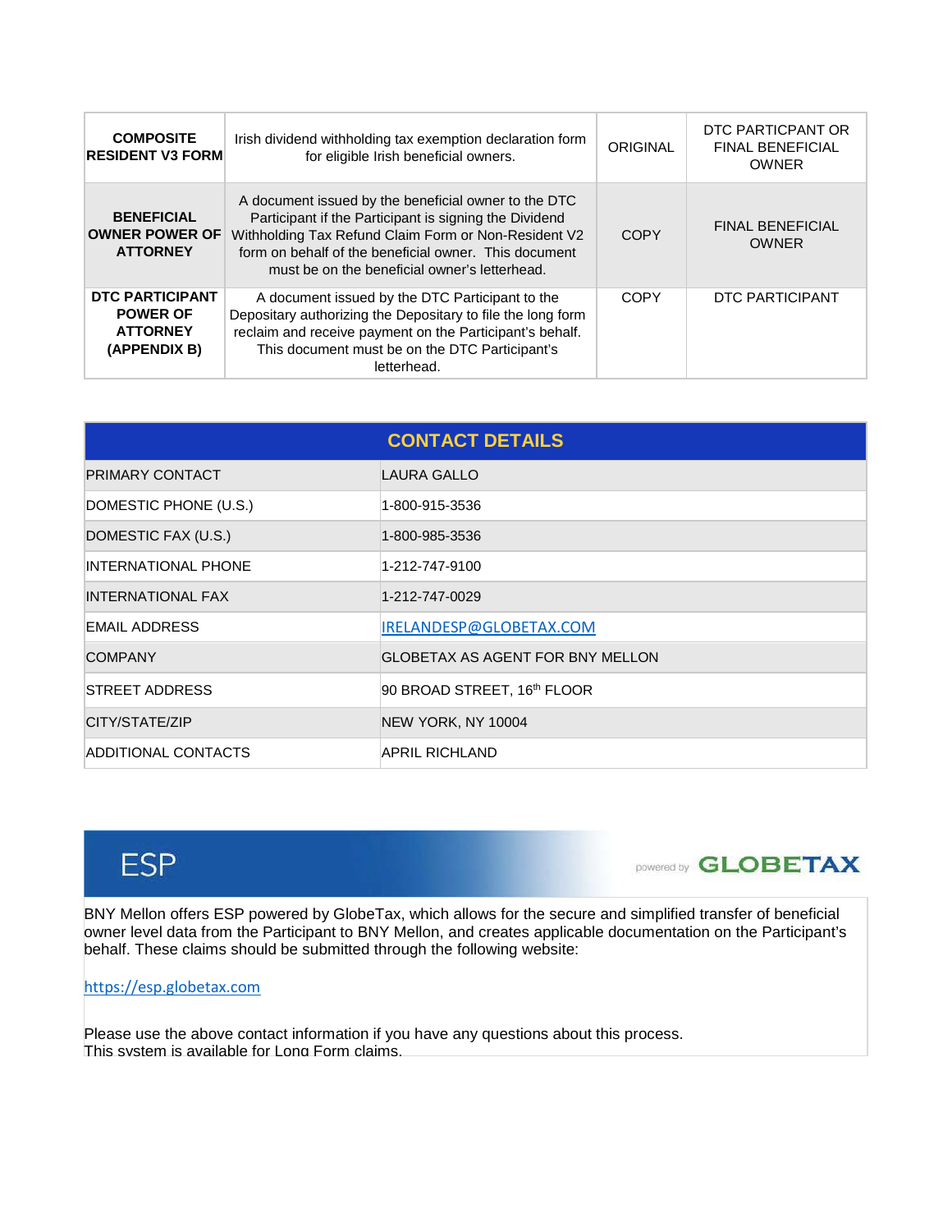| | | | |
|---|---|---|---|
| **COMPOSITE RESIDENT V3 FORM** | Irish dividend withholding tax exemption declaration form for eligible Irish beneficial owners. | ORIGINAL | DTC PARTICPANT OR FINAL BENEFICIAL OWNER |
| **BENEFICIAL OWNER POWER OF ATTORNEY** | A document issued by the beneficial owner to the DTC Participant if the Participant is signing the Dividend Withholding Tax Refund Claim Form or Non-Resident V2 form on behalf of the beneficial owner. This document must be on the beneficial owner's letterhead. | COPY | FINAL BENEFICIAL OWNER |
| **DTC PARTICIPANT POWER OF ATTORNEY (APPENDIX B)** | A document issued by the DTC Participant to the Depositary authorizing the Depositary to file the long form reclaim and receive payment on the Participant's behalf. This document must be on the DTC Participant's letterhead. | COPY | DTC PARTICIPANT |

## CONTACT DETAILS

| | |
|---|---|
| PRIMARY CONTACT | LAURA GALLO |
| DOMESTIC PHONE (U.S.) | 1-800-915-3536 |
| DOMESTIC FAX (U.S.) | 1-800-985-3536 |
| INTERNATIONAL PHONE | 1-212-747-9100 |
| INTERNATIONAL FAX | 1-212-747-0029 |
| EMAIL ADDRESS | IRELANDESP@GLOBETAX.COM |
| COMPANY | GLOBETAX AS AGENT FOR BNY MELLON |
| STREET ADDRESS | 90 BROAD STREET, 16th FLOOR |
| CITY/STATE/ZIP | NEW YORK, NY 10004 |
| ADDITIONAL CONTACTS | APRIL RICHLAND |

## ESP

powered by GLOBETAX

BNY Mellon offers ESP powered by GlobeTax, which allows for the secure and simplified transfer of beneficial owner level data from the Participant to BNY Mellon, and creates applicable documentation on the Participant's behalf. These claims should be submitted through the following website:

https://esp.globetax.com

Please use the above contact information if you have any questions about this process.
This system is available for Long Form claims.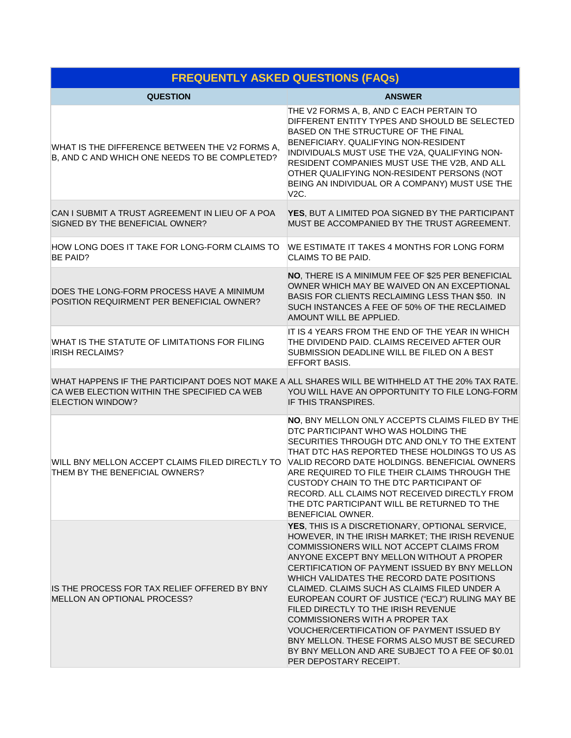| FREQUENTLY ASKED QUESTIONS (FAQs) | |
|---|---|
| **QUESTION** | **ANSWER** |
| WHAT IS THE DIFFERENCE BETWEEN THE V2 FORMS A, B, AND C AND WHICH ONE NEEDS TO BE COMPLETED? | THE V2 FORMS A, B, AND C EACH PERTAIN TO DIFFERENT ENTITY TYPES AND SHOULD BE SELECTED BASED ON THE STRUCTURE OF THE FINAL BENEFICIARY. QUALIFYING NON-RESIDENT INDIVIDUALS MUST USE THE V2A, QUALIFYING NON-RESIDENT COMPANIES MUST USE THE V2B, AND ALL OTHER QUALIFYING NON-RESIDENT PERSONS (NOT BEING AN INDIVIDUAL OR A COMPANY) MUST USE THE V2C. |
| CAN I SUBMIT A TRUST AGREEMENT IN LIEU OF A POA SIGNED BY THE BENEFICIAL OWNER? | **YES**, BUT A LIMITED POA SIGNED BY THE PARTICIPANT MUST BE ACCOMPANIED BY THE TRUST AGREEMENT. |
| HOW LONG DOES IT TAKE FOR LONG-FORM CLAIMS TO BE PAID? | WE ESTIMATE IT TAKES 4 MONTHS FOR LONG FORM CLAIMS TO BE PAID. |
| DOES THE LONG-FORM PROCESS HAVE A MINIMUM POSITION REQUIRMENT PER BENEFICIAL OWNER? | **NO**, THERE IS A MINIMUM FEE OF $25 PER BENEFICIAL OWNER WHICH MAY BE WAIVED ON AN EXCEPTIONAL BASIS FOR CLIENTS RECLAIMING LESS THAN $50. IN SUCH INSTANCES A FEE OF 50% OF THE RECLAIMED AMOUNT WILL BE APPLIED. |
| WHAT IS THE STATUTE OF LIMITATIONS FOR FILING IRISH RECLAIMS? | IT IS 4 YEARS FROM THE END OF THE YEAR IN WHICH THE DIVIDEND PAID. CLAIMS RECEIVED AFTER OUR SUBMISSION DEADLINE WILL BE FILED ON A BEST EFFORT BASIS. |
| WHAT HAPPENS IF THE PARTICIPANT DOES NOT MAKE A CA WEB ELECTION WITHIN THE SPECIFIED CA WEB ELECTION WINDOW? | ALL SHARES WILL BE WITHHELD AT THE 20% TAX RATE. YOU WILL HAVE AN OPPORTUNITY TO FILE LONG-FORM IF THIS TRANSPIRES. |
| WILL BNY MELLON ACCEPT CLAIMS FILED DIRECTLY TO THEM BY THE BENEFICIAL OWNERS? | **NO**, BNY MELLON ONLY ACCEPTS CLAIMS FILED BY THE DTC PARTICIPANT WHO WAS HOLDING THE SECURITIES THROUGH DTC AND ONLY TO THE EXTENT THAT DTC HAS REPORTED THESE HOLDINGS TO US AS VALID RECORD DATE HOLDINGS. BENEFICIAL OWNERS ARE REQUIRED TO FILE THEIR CLAIMS THROUGH THE CUSTODY CHAIN TO THE DTC PARTICIPANT OF RECORD. ALL CLAIMS NOT RECEIVED DIRECTLY FROM THE DTC PARTICIPANT WILL BE RETURNED TO THE BENEFICIAL OWNER. |
| IS THE PROCESS FOR TAX RELIEF OFFERED BY BNY MELLON AN OPTIONAL PROCESS? | **YES**, THIS IS A DISCRETIONARY, OPTIONAL SERVICE, HOWEVER, IN THE IRISH MARKET; THE IRISH REVENUE COMMISSIONERS WILL NOT ACCEPT CLAIMS FROM ANYONE EXCEPT BNY MELLON WITHOUT A PROPER CERTIFICATION OF PAYMENT ISSUED BY BNY MELLON WHICH VALIDATES THE RECORD DATE POSITIONS CLAIMED. CLAIMS SUCH AS CLAIMS FILED UNDER A EUROPEAN COURT OF JUSTICE ("ECJ") RULING MAY BE FILED DIRECTLY TO THE IRISH REVENUE COMMISSIONERS WITH A PROPER TAX VOUCHER/CERTIFICATION OF PAYMENT ISSUED BY BNY MELLON. THESE FORMS ALSO MUST BE SECURED BY BNY MELLON AND ARE SUBJECT TO A FEE OF $0.01 PER DEPOSTARY RECEIPT. |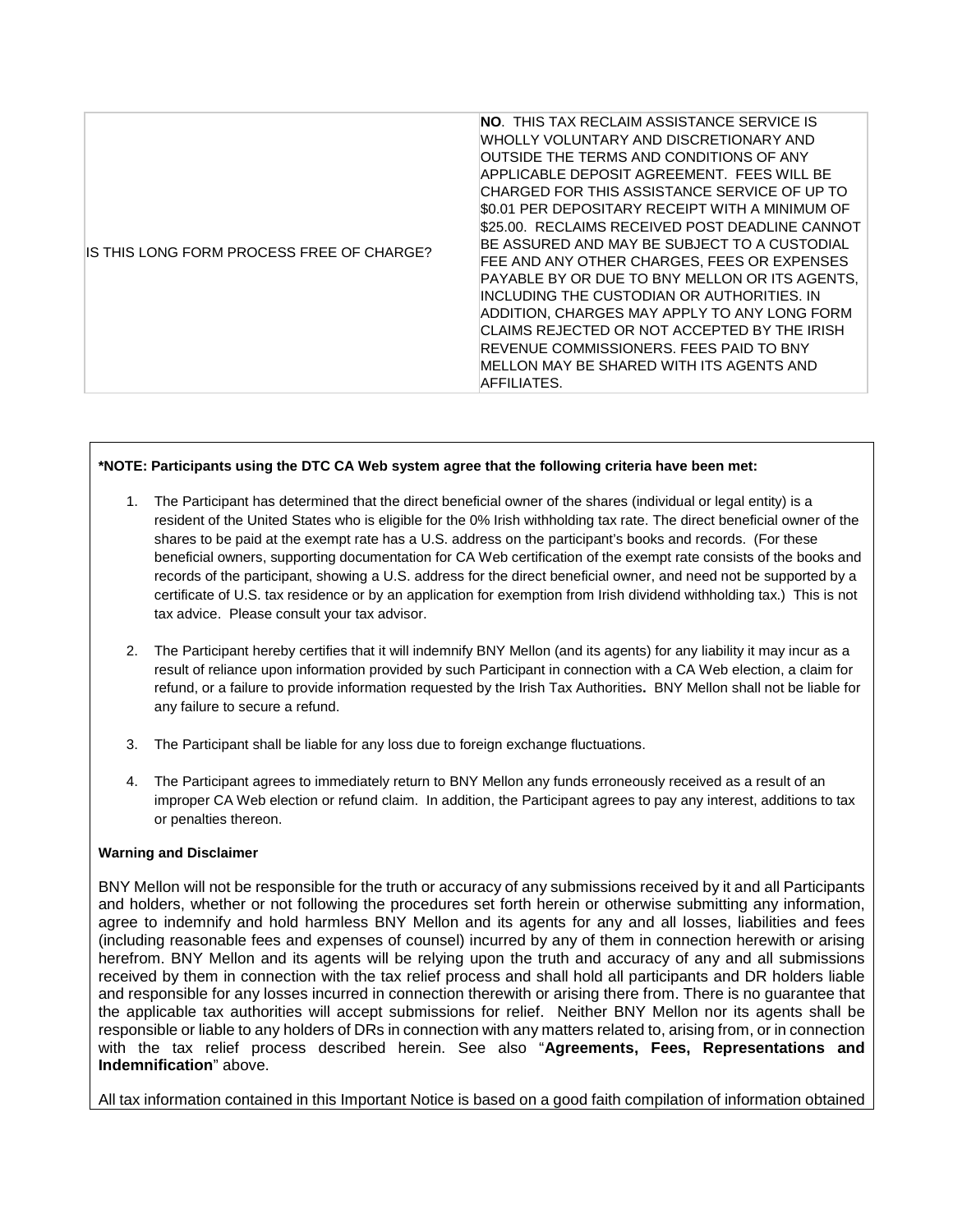| IS THIS LONG FORM PROCESS FREE OF CHARGE? | **NO**. THIS TAX RECLAIM ASSISTANCE SERVICE IS WHOLLY VOLUNTARY AND DISCRETIONARY AND OUTSIDE THE TERMS AND CONDITIONS OF ANY APPLICABLE DEPOSIT AGREEMENT. FEES WILL BE CHARGED FOR THIS ASSISTANCE SERVICE OF UP TO $0.01 PER DEPOSITARY RECEIPT WITH A MINIMUM OF $25.00. RECLAIMS RECEIVED POST DEADLINE CANNOT BE ASSURED AND MAY BE SUBJECT TO A CUSTODIAL FEE AND ANY OTHER CHARGES, FEES OR EXPENSES PAYABLE BY OR DUE TO BNY MELLON OR ITS AGENTS, INCLUDING THE CUSTODIAN OR AUTHORITIES. IN ADDITION, CHARGES MAY APPLY TO ANY LONG FORM CLAIMS REJECTED OR NOT ACCEPTED BY THE IRISH REVENUE COMMISSIONERS. FEES PAID TO BNY MELLON MAY BE SHARED WITH ITS AGENTS AND AFFILIATES. |
|---|---|

**\*NOTE: Participants using the DTC CA Web system agree that the following criteria have been met:**

1. The Participant has determined that the direct beneficial owner of the shares (individual or legal entity) is a resident of the United States who is eligible for the 0% Irish withholding tax rate. The direct beneficial owner of the shares to be paid at the exempt rate has a U.S. address on the participant's books and records. (For these beneficial owners, supporting documentation for CA Web certification of the exempt rate consists of the books and records of the participant, showing a U.S. address for the direct beneficial owner, and need not be supported by a certificate of U.S. tax residence or by an application for exemption from Irish dividend withholding tax.) This is not tax advice. Please consult your tax advisor.

2. The Participant hereby certifies that it will indemnify BNY Mellon (and its agents) for any liability it may incur as a result of reliance upon information provided by such Participant in connection with a CA Web election, a claim for refund, or a failure to provide information requested by the Irish Tax Authorities**.** BNY Mellon shall not be liable for any failure to secure a refund.

3. The Participant shall be liable for any loss due to foreign exchange fluctuations.

4. The Participant agrees to immediately return to BNY Mellon any funds erroneously received as a result of an improper CA Web election or refund claim. In addition, the Participant agrees to pay any interest, additions to tax or penalties thereon.

**Warning and Disclaimer**

BNY Mellon will not be responsible for the truth or accuracy of any submissions received by it and all Participants and holders, whether or not following the procedures set forth herein or otherwise submitting any information, agree to indemnify and hold harmless BNY Mellon and its agents for any and all losses, liabilities and fees (including reasonable fees and expenses of counsel) incurred by any of them in connection herewith or arising herefrom. BNY Mellon and its agents will be relying upon the truth and accuracy of any and all submissions received by them in connection with the tax relief process and shall hold all participants and DR holders liable and responsible for any losses incurred in connection therewith or arising there from. There is no guarantee that the applicable tax authorities will accept submissions for relief. Neither BNY Mellon nor its agents shall be responsible or liable to any holders of DRs in connection with any matters related to, arising from, or in connection with the tax relief process described herein. See also "**Agreements, Fees, Representations and Indemnification**" above.

All tax information contained in this Important Notice is based on a good faith compilation of information obtained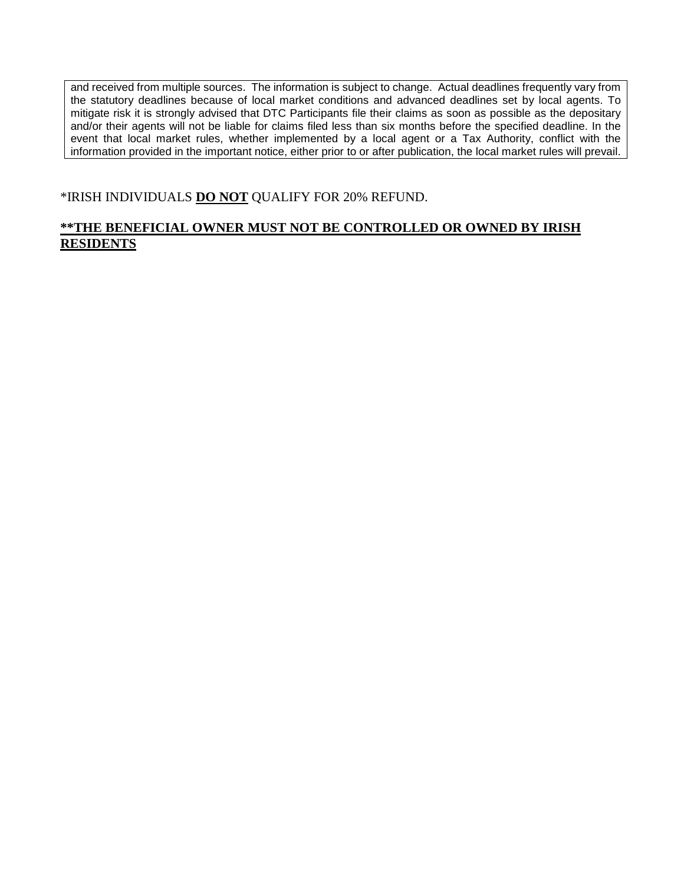and received from multiple sources. The information is subject to change. Actual deadlines frequently vary from the statutory deadlines because of local market conditions and advanced deadlines set by local agents. To mitigate risk it is strongly advised that DTC Participants file their claims as soon as possible as the depositary and/or their agents will not be liable for claims filed less than six months before the specified deadline. In the event that local market rules, whether implemented by a local agent or a Tax Authority, conflict with the information provided in the important notice, either prior to or after publication, the local market rules will prevail.

*IRISH INDIVIDUALS **DO NOT** QUALIFY FOR 20% REFUND.

****THE BENEFICIAL OWNER MUST NOT BE CONTROLLED OR OWNED BY IRISH RESIDENTS**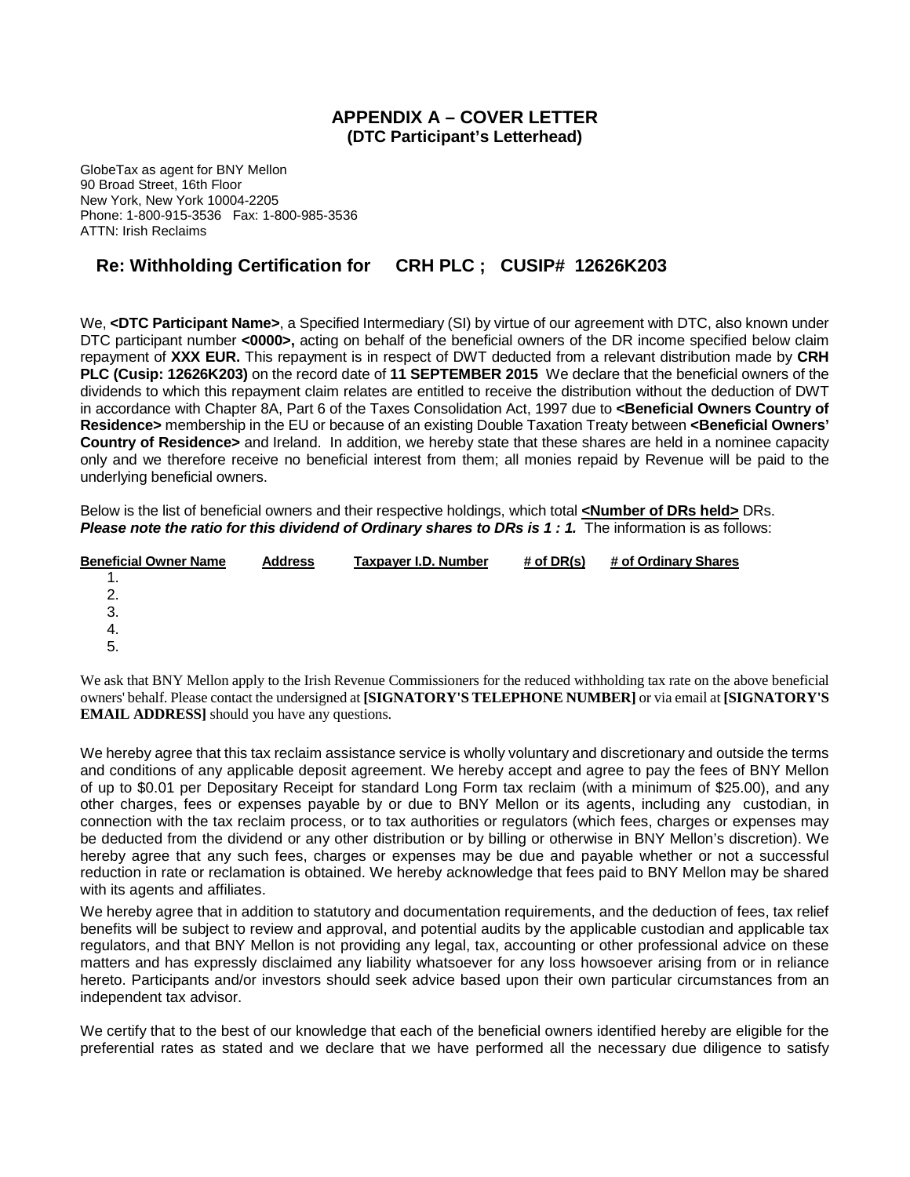## APPENDIX A – COVER LETTER
**(DTC Participant's Letterhead)**

GlobeTax as agent for BNY Mellon
90 Broad Street, 16th Floor
New York, New York 10004-2205
Phone: 1-800-915-3536 Fax: 1-800-985-3536
ATTN: Irish Reclaims

### Re: Withholding Certification for CRH PLC ; CUSIP# 12626K203

We, **<DTC Participant Name>**, a Specified Intermediary (SI) by virtue of our agreement with DTC, also known under DTC participant number **<0000>,** acting on behalf of the beneficial owners of the DR income specified below claim repayment of **XXX EUR.** This repayment is in respect of DWT deducted from a relevant distribution made by **CRH PLC (Cusip: 12626K203)** on the record date of **11 SEPTEMBER 2015** We declare that the beneficial owners of the dividends to which this repayment claim relates are entitled to receive the distribution without the deduction of DWT in accordance with Chapter 8A, Part 6 of the Taxes Consolidation Act, 1997 due to **<Beneficial Owners Country of Residence>** membership in the EU or because of an existing Double Taxation Treaty between **<Beneficial Owners' Country of Residence>** and Ireland. In addition, we hereby state that these shares are held in a nominee capacity only and we therefore receive no beneficial interest from them; all monies repaid by Revenue will be paid to the underlying beneficial owners.

Below is the list of beneficial owners and their respective holdings, which total **<Number of DRs held>** DRs. ***Please note the ratio for this dividend of Ordinary shares to DRs is 1 : 1.*** The information is as follows:

| Beneficial Owner Name | Address | Taxpayer I.D. Number | # of DR(s) | # of Ordinary Shares |
|---|---|---|---|---|
| 1. | | | | |
| 2. | | | | |
| 3. | | | | |
| 4. | | | | |
| 5. | | | | |

We ask that BNY Mellon apply to the Irish Revenue Commissioners for the reduced withholding tax rate on the above beneficial owners' behalf. Please contact the undersigned at **[SIGNATORY'S TELEPHONE NUMBER]** or via email at **[SIGNATORY'S EMAIL ADDRESS]** should you have any questions.

We hereby agree that this tax reclaim assistance service is wholly voluntary and discretionary and outside the terms and conditions of any applicable deposit agreement. We hereby accept and agree to pay the fees of BNY Mellon of up to $0.01 per Depositary Receipt for standard Long Form tax reclaim (with a minimum of $25.00), and any other charges, fees or expenses payable by or due to BNY Mellon or its agents, including any custodian, in connection with the tax reclaim process, or to tax authorities or regulators (which fees, charges or expenses may be deducted from the dividend or any other distribution or by billing or otherwise in BNY Mellon's discretion). We hereby agree that any such fees, charges or expenses may be due and payable whether or not a successful reduction in rate or reclamation is obtained. We hereby acknowledge that fees paid to BNY Mellon may be shared with its agents and affiliates.

We hereby agree that in addition to statutory and documentation requirements, and the deduction of fees, tax relief benefits will be subject to review and approval, and potential audits by the applicable custodian and applicable tax regulators, and that BNY Mellon is not providing any legal, tax, accounting or other professional advice on these matters and has expressly disclaimed any liability whatsoever for any loss howsoever arising from or in reliance hereto. Participants and/or investors should seek advice based upon their own particular circumstances from an independent tax advisor.

We certify that to the best of our knowledge that each of the beneficial owners identified hereby are eligible for the preferential rates as stated and we declare that we have performed all the necessary due diligence to satisfy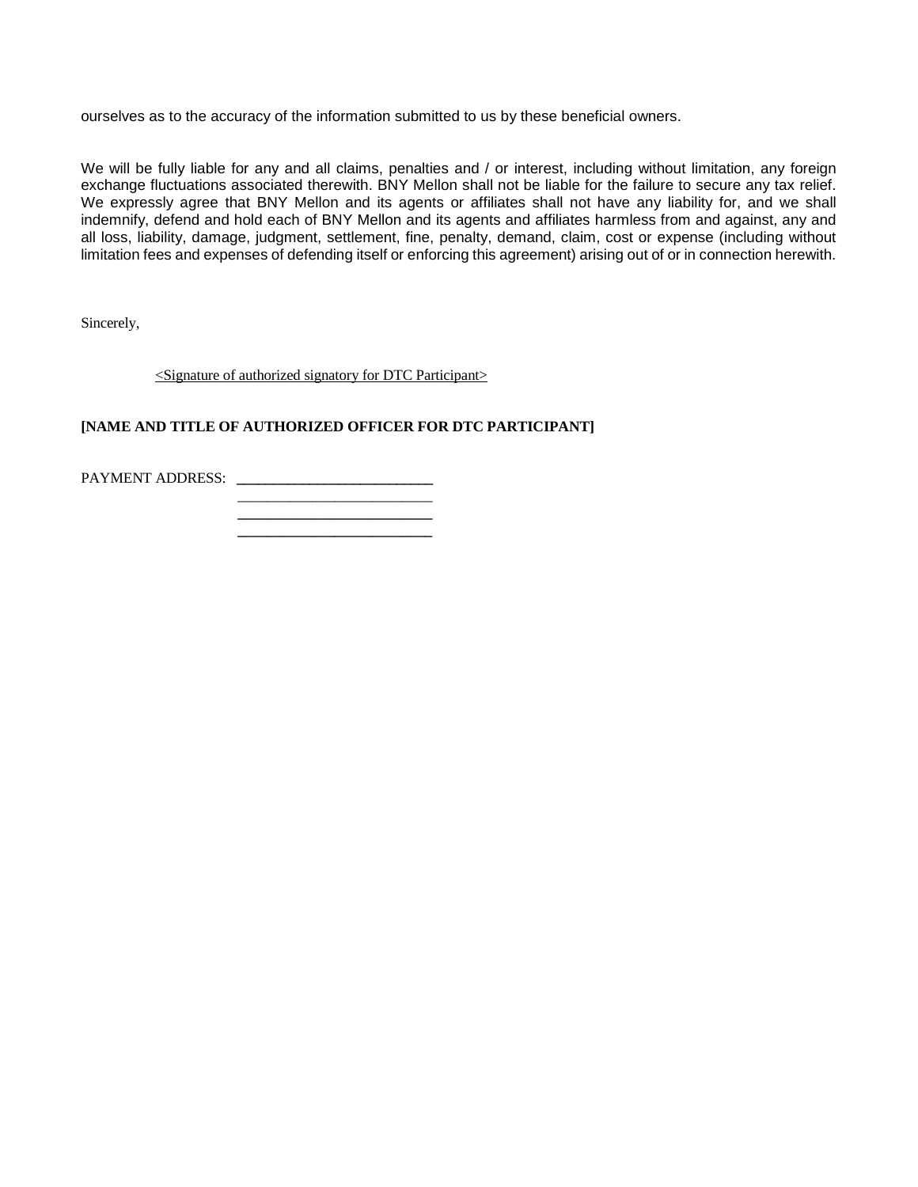ourselves as to the accuracy of the information submitted to us by these beneficial owners.

We will be fully liable for any and all claims, penalties and / or interest, including without limitation, any foreign exchange fluctuations associated therewith. BNY Mellon shall not be liable for the failure to secure any tax relief. We expressly agree that BNY Mellon and its agents or affiliates shall not have any liability for, and we shall indemnify, defend and hold each of BNY Mellon and its agents and affiliates harmless from and against, any and all loss, liability, damage, judgment, settlement, fine, penalty, demand, claim, cost or expense (including without limitation fees and expenses of defending itself or enforcing this agreement) arising out of or in connection herewith.

Sincerely,

<Signature of authorized signatory for DTC Participant>

**[NAME AND TITLE OF AUTHORIZED OFFICER FOR DTC PARTICIPANT]**

PAYMENT ADDRESS: ___________________________
___________________________
___________________________
___________________________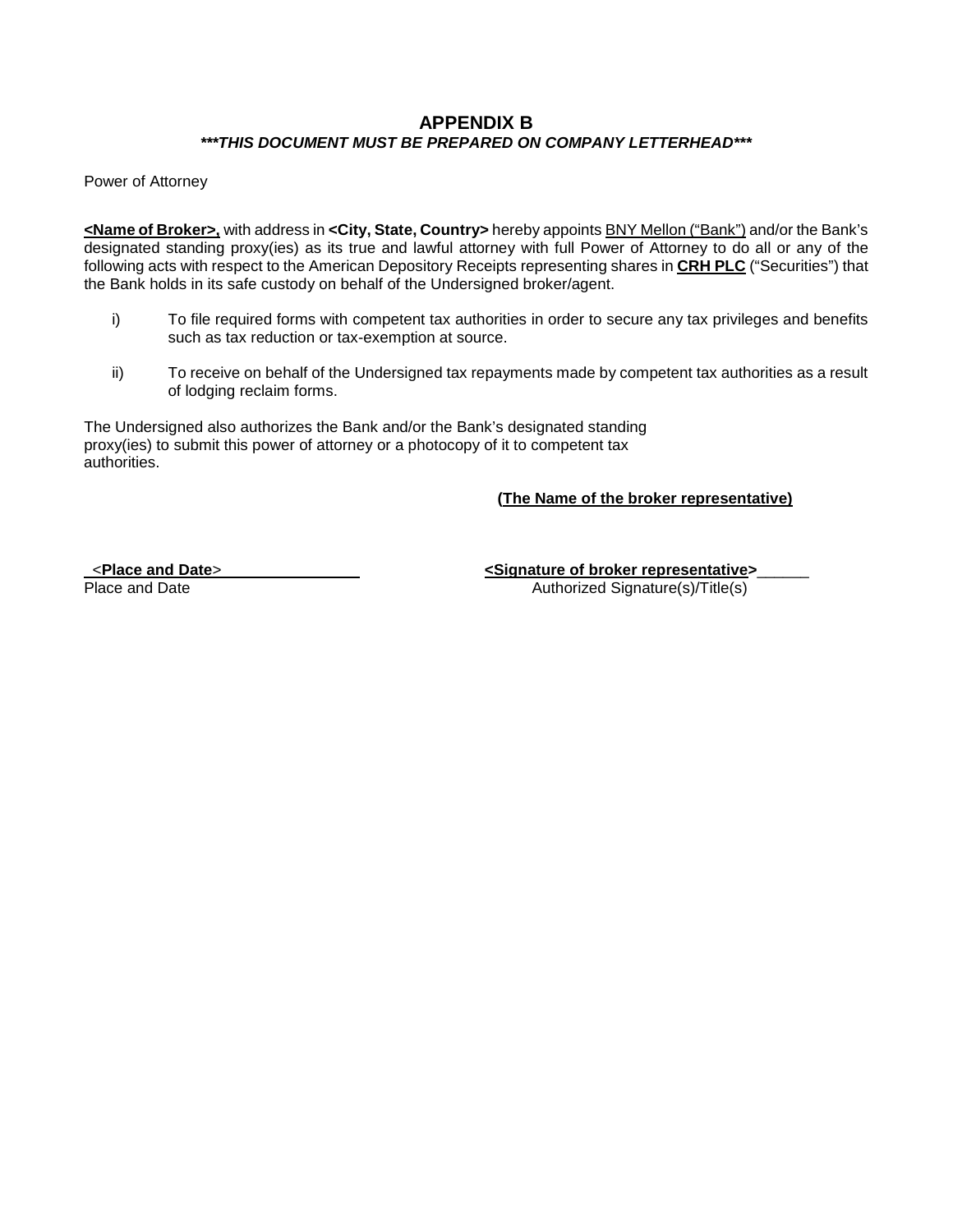# APPENDIX B

***\*\*\*THIS DOCUMENT MUST BE PREPARED ON COMPANY LETTERHEAD\*\*\****

Power of Attorney

**<Name of Broker>,** with address in **<City, State, Country>** hereby appoints BNY Mellon ("Bank") and/or the Bank's designated standing proxy(ies) as its true and lawful attorney with full Power of Attorney to do all or any of the following acts with respect to the American Depository Receipts representing shares in **CRH PLC** ("Securities") that the Bank holds in its safe custody on behalf of the Undersigned broker/agent.

i) To file required forms with competent tax authorities in order to secure any tax privileges and benefits such as tax reduction or tax-exemption at source.

ii) To receive on behalf of the Undersigned tax repayments made by competent tax authorities as a result of lodging reclaim forms.

The Undersigned also authorizes the Bank and/or the Bank's designated standing proxy(ies) to submit this power of attorney or a photocopy of it to competent tax authorities.

**(The Name of the broker representative)**

<**Place and Date**> \_\_\_\_\_\_\_\_\_\_\_\_\_\_\_\_
Place and Date

**<Signature of broker representative>** \_\_\_\_\_\_
Authorized Signature(s)/Title(s)